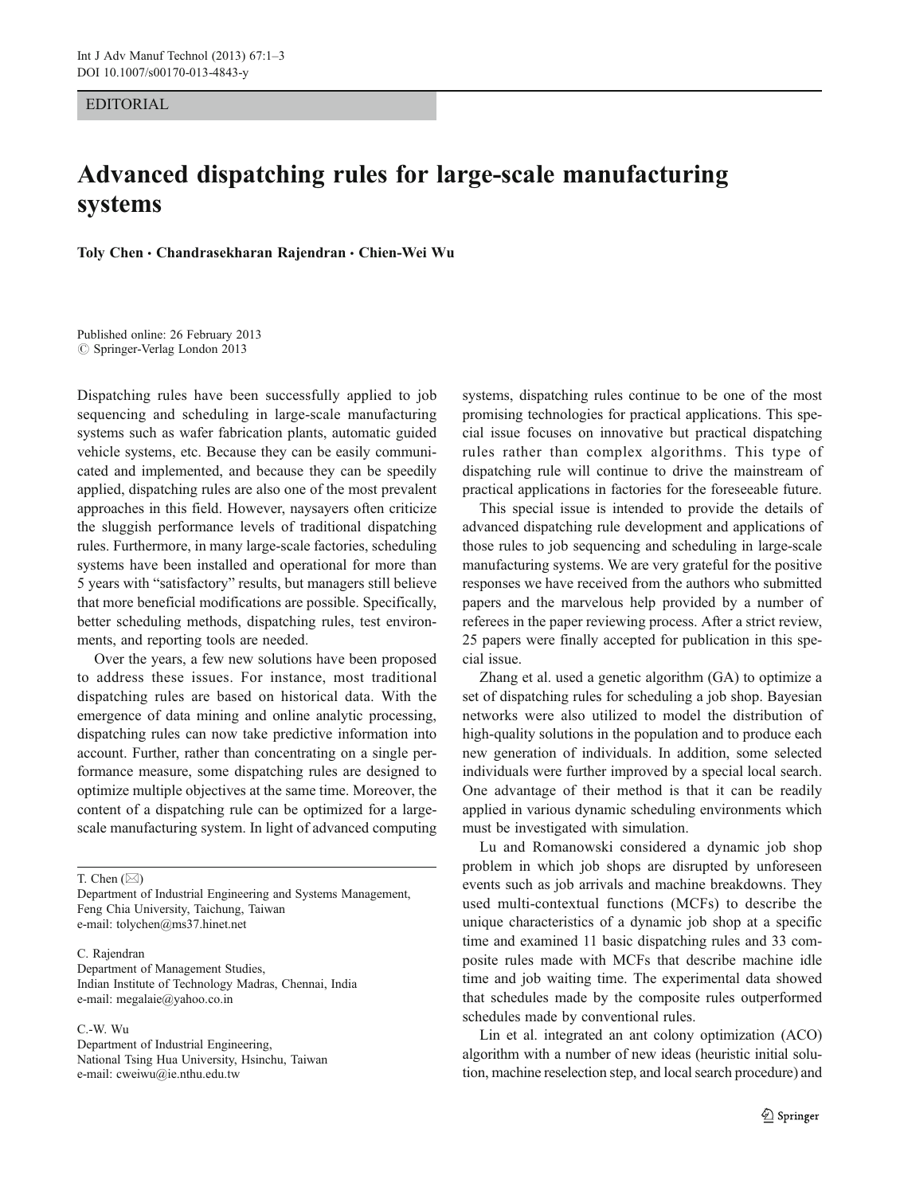EDITORIAL

# Advanced dispatching rules for large-scale manufacturing systems

**Toly Chen · Chandrasekharan Rajendran · Chien-Wei Wu**

Published online: 26 February 2013
© Springer-Verlag London 2013

Dispatching rules have been successfully applied to job sequencing and scheduling in large-scale manufacturing systems such as wafer fabrication plants, automatic guided vehicle systems, etc. Because they can be easily communicated and implemented, and because they can be speedily applied, dispatching rules are also one of the most prevalent approaches in this field. However, naysayers often criticize the sluggish performance levels of traditional dispatching rules. Furthermore, in many large-scale factories, scheduling systems have been installed and operational for more than 5 years with "satisfactory" results, but managers still believe that more beneficial modifications are possible. Specifically, better scheduling methods, dispatching rules, test environments, and reporting tools are needed.

Over the years, a few new solutions have been proposed to address these issues. For instance, most traditional dispatching rules are based on historical data. With the emergence of data mining and online analytic processing, dispatching rules can now take predictive information into account. Further, rather than concentrating on a single performance measure, some dispatching rules are designed to optimize multiple objectives at the same time. Moreover, the content of a dispatching rule can be optimized for a large-scale manufacturing system. In light of advanced computing systems, dispatching rules continue to be one of the most promising technologies for practical applications. This special issue focuses on innovative but practical dispatching rules rather than complex algorithms. This type of dispatching rule will continue to drive the mainstream of practical applications in factories for the foreseeable future.

This special issue is intended to provide the details of advanced dispatching rule development and applications of those rules to job sequencing and scheduling in large-scale manufacturing systems. We are very grateful for the positive responses we have received from the authors who submitted papers and the marvelous help provided by a number of referees in the paper reviewing process. After a strict review, 25 papers were finally accepted for publication in this special issue.

Zhang et al. used a genetic algorithm (GA) to optimize a set of dispatching rules for scheduling a job shop. Bayesian networks were also utilized to model the distribution of high-quality solutions in the population and to produce each new generation of individuals. In addition, some selected individuals were further improved by a special local search. One advantage of their method is that it can be readily applied in various dynamic scheduling environments which must be investigated with simulation.

Lu and Romanowski considered a dynamic job shop problem in which job shops are disrupted by unforeseen events such as job arrivals and machine breakdowns. They used multi-contextual functions (MCFs) to describe the unique characteristics of a dynamic job shop at a specific time and examined 11 basic dispatching rules and 33 composite rules made with MCFs that describe machine idle time and job waiting time. The experimental data showed that schedules made by the composite rules outperformed schedules made by conventional rules.

Lin et al. integrated an ant colony optimization (ACO) algorithm with a number of new ideas (heuristic initial solution, machine reselection step, and local search procedure) and

---

T. Chen (✉)
Department of Industrial Engineering and Systems Management, Feng Chia University, Taichung, Taiwan
e-mail: tolychen@ms37.hinet.net

C. Rajendran
Department of Management Studies, Indian Institute of Technology Madras, Chennai, India
e-mail: megalaie@yahoo.co.in

C.-W. Wu
Department of Industrial Engineering, National Tsing Hua University, Hsinchu, Taiwan
e-mail: cweiwu@ie.nthu.edu.tw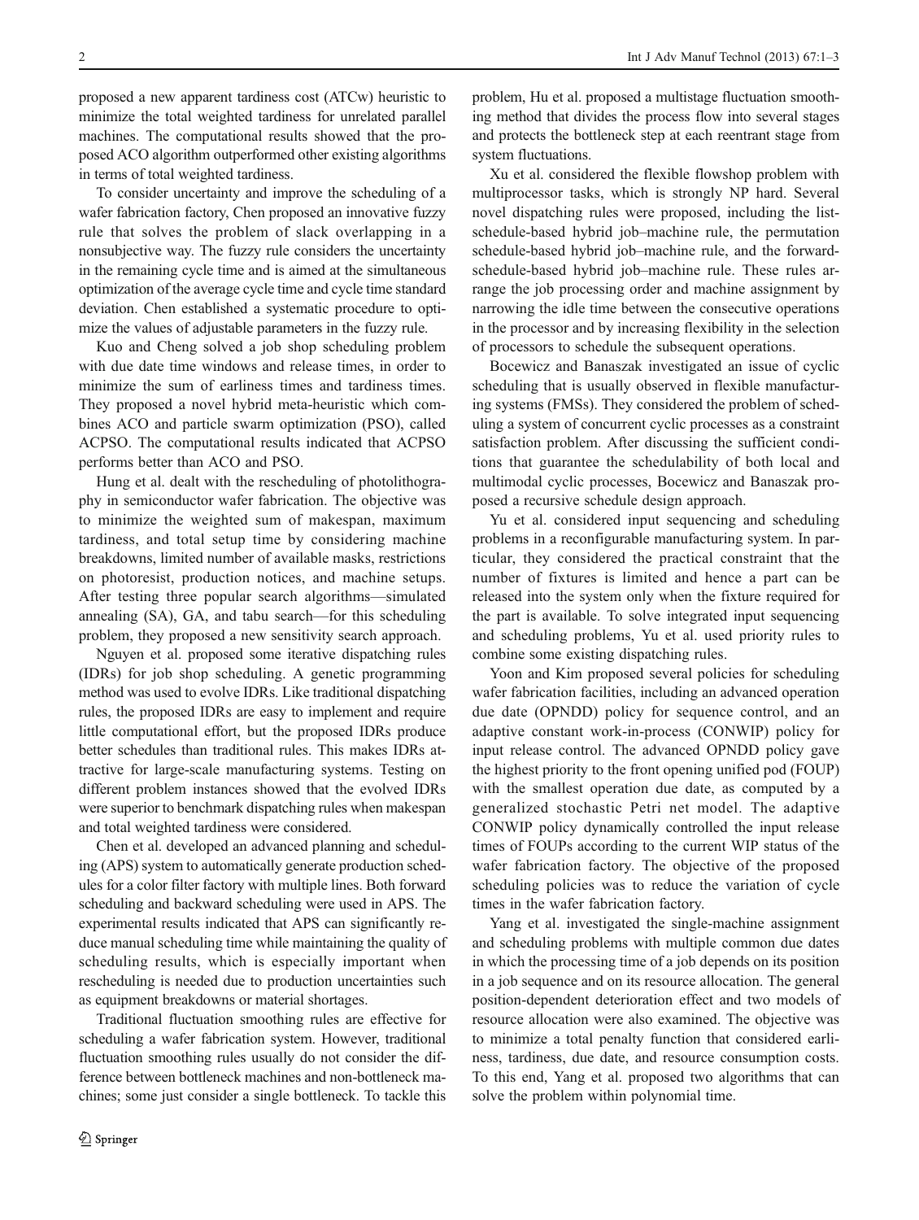proposed a new apparent tardiness cost (ATCw) heuristic to minimize the total weighted tardiness for unrelated parallel machines. The computational results showed that the proposed ACO algorithm outperformed other existing algorithms in terms of total weighted tardiness.

To consider uncertainty and improve the scheduling of a wafer fabrication factory, Chen proposed an innovative fuzzy rule that solves the problem of slack overlapping in a nonsubjective way. The fuzzy rule considers the uncertainty in the remaining cycle time and is aimed at the simultaneous optimization of the average cycle time and cycle time standard deviation. Chen established a systematic procedure to optimize the values of adjustable parameters in the fuzzy rule.

Kuo and Cheng solved a job shop scheduling problem with due date time windows and release times, in order to minimize the sum of earliness times and tardiness times. They proposed a novel hybrid meta-heuristic which combines ACO and particle swarm optimization (PSO), called ACPSO. The computational results indicated that ACPSO performs better than ACO and PSO.

Hung et al. dealt with the rescheduling of photolithography in semiconductor wafer fabrication. The objective was to minimize the weighted sum of makespan, maximum tardiness, and total setup time by considering machine breakdowns, limited number of available masks, restrictions on photoresist, production notices, and machine setups. After testing three popular search algorithms—simulated annealing (SA), GA, and tabu search—for this scheduling problem, they proposed a new sensitivity search approach.

Nguyen et al. proposed some iterative dispatching rules (IDRs) for job shop scheduling. A genetic programming method was used to evolve IDRs. Like traditional dispatching rules, the proposed IDRs are easy to implement and require little computational effort, but the proposed IDRs produce better schedules than traditional rules. This makes IDRs attractive for large-scale manufacturing systems. Testing on different problem instances showed that the evolved IDRs were superior to benchmark dispatching rules when makespan and total weighted tardiness were considered.

Chen et al. developed an advanced planning and scheduling (APS) system to automatically generate production schedules for a color filter factory with multiple lines. Both forward scheduling and backward scheduling were used in APS. The experimental results indicated that APS can significantly reduce manual scheduling time while maintaining the quality of scheduling results, which is especially important when rescheduling is needed due to production uncertainties such as equipment breakdowns or material shortages.

Traditional fluctuation smoothing rules are effective for scheduling a wafer fabrication system. However, traditional fluctuation smoothing rules usually do not consider the difference between bottleneck machines and non-bottleneck machines; some just consider a single bottleneck. To tackle this problem, Hu et al. proposed a multistage fluctuation smoothing method that divides the process flow into several stages and protects the bottleneck step at each reentrant stage from system fluctuations.

Xu et al. considered the flexible flowshop problem with multiprocessor tasks, which is strongly NP hard. Several novel dispatching rules were proposed, including the list-schedule-based hybrid job–machine rule, the permutation schedule-based hybrid job–machine rule, and the forward-schedule-based hybrid job–machine rule. These rules arrange the job processing order and machine assignment by narrowing the idle time between the consecutive operations in the processor and by increasing flexibility in the selection of processors to schedule the subsequent operations.

Bocewicz and Banaszak investigated an issue of cyclic scheduling that is usually observed in flexible manufacturing systems (FMSs). They considered the problem of scheduling a system of concurrent cyclic processes as a constraint satisfaction problem. After discussing the sufficient conditions that guarantee the schedulability of both local and multimodal cyclic processes, Bocewicz and Banaszak proposed a recursive schedule design approach.

Yu et al. considered input sequencing and scheduling problems in a reconfigurable manufacturing system. In particular, they considered the practical constraint that the number of fixtures is limited and hence a part can be released into the system only when the fixture required for the part is available. To solve integrated input sequencing and scheduling problems, Yu et al. used priority rules to combine some existing dispatching rules.

Yoon and Kim proposed several policies for scheduling wafer fabrication facilities, including an advanced operation due date (OPNDD) policy for sequence control, and an adaptive constant work-in-process (CONWIP) policy for input release control. The advanced OPNDD policy gave the highest priority to the front opening unified pod (FOUP) with the smallest operation due date, as computed by a generalized stochastic Petri net model. The adaptive CONWIP policy dynamically controlled the input release times of FOUPs according to the current WIP status of the wafer fabrication factory. The objective of the proposed scheduling policies was to reduce the variation of cycle times in the wafer fabrication factory.

Yang et al. investigated the single-machine assignment and scheduling problems with multiple common due dates in which the processing time of a job depends on its position in a job sequence and on its resource allocation. The general position-dependent deterioration effect and two models of resource allocation were also examined. The objective was to minimize a total penalty function that considered earliness, tardiness, due date, and resource consumption costs. To this end, Yang et al. proposed two algorithms that can solve the problem within polynomial time.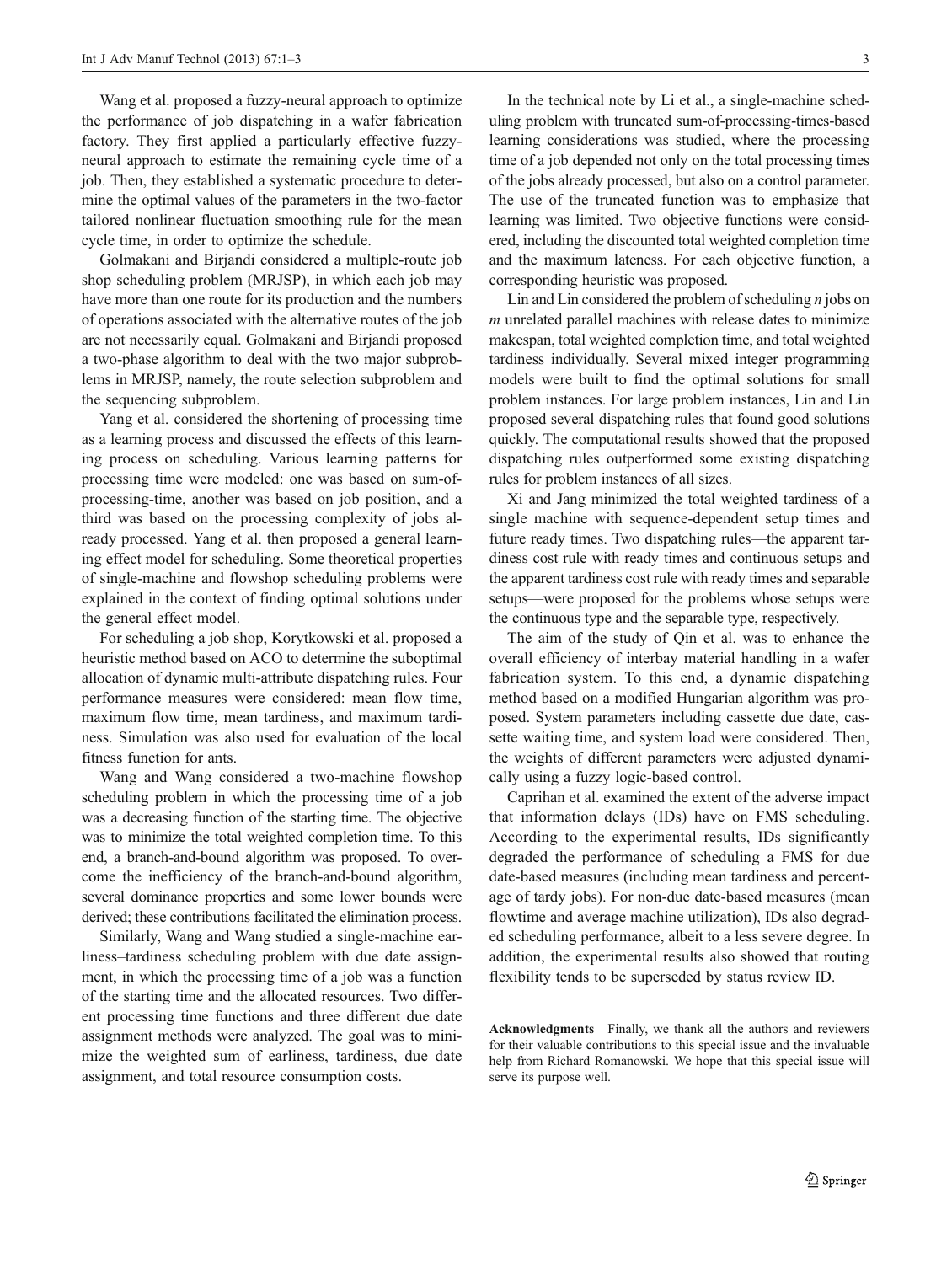Wang et al. proposed a fuzzy-neural approach to optimize the performance of job dispatching in a wafer fabrication factory. They first applied a particularly effective fuzzy-neural approach to estimate the remaining cycle time of a job. Then, they established a systematic procedure to determine the optimal values of the parameters in the two-factor tailored nonlinear fluctuation smoothing rule for the mean cycle time, in order to optimize the schedule.

Golmakani and Birjandi considered a multiple-route job shop scheduling problem (MRJSP), in which each job may have more than one route for its production and the numbers of operations associated with the alternative routes of the job are not necessarily equal. Golmakani and Birjandi proposed a two-phase algorithm to deal with the two major subproblems in MRJSP, namely, the route selection subproblem and the sequencing subproblem.

Yang et al. considered the shortening of processing time as a learning process and discussed the effects of this learning process on scheduling. Various learning patterns for processing time were modeled: one was based on sum-of-processing-time, another was based on job position, and a third was based on the processing complexity of jobs already processed. Yang et al. then proposed a general learning effect model for scheduling. Some theoretical properties of single-machine and flowshop scheduling problems were explained in the context of finding optimal solutions under the general effect model.

For scheduling a job shop, Korytkowski et al. proposed a heuristic method based on ACO to determine the suboptimal allocation of dynamic multi-attribute dispatching rules. Four performance measures were considered: mean flow time, maximum flow time, mean tardiness, and maximum tardiness. Simulation was also used for evaluation of the local fitness function for ants.

Wang and Wang considered a two-machine flowshop scheduling problem in which the processing time of a job was a decreasing function of the starting time. The objective was to minimize the total weighted completion time. To this end, a branch-and-bound algorithm was proposed. To overcome the inefficiency of the branch-and-bound algorithm, several dominance properties and some lower bounds were derived; these contributions facilitated the elimination process.

Similarly, Wang and Wang studied a single-machine earliness–tardiness scheduling problem with due date assignment, in which the processing time of a job was a function of the starting time and the allocated resources. Two different processing time functions and three different due date assignment methods were analyzed. The goal was to minimize the weighted sum of earliness, tardiness, due date assignment, and total resource consumption costs.

In the technical note by Li et al., a single-machine scheduling problem with truncated sum-of-processing-times-based learning considerations was studied, where the processing time of a job depended not only on the total processing times of the jobs already processed, but also on a control parameter. The use of the truncated function was to emphasize that learning was limited. Two objective functions were considered, including the discounted total weighted completion time and the maximum lateness. For each objective function, a corresponding heuristic was proposed.

Lin and Lin considered the problem of scheduling $n$ jobs on $m$ unrelated parallel machines with release dates to minimize makespan, total weighted completion time, and total weighted tardiness individually. Several mixed integer programming models were built to find the optimal solutions for small problem instances. For large problem instances, Lin and Lin proposed several dispatching rules that found good solutions quickly. The computational results showed that the proposed dispatching rules outperformed some existing dispatching rules for problem instances of all sizes.

Xi and Jang minimized the total weighted tardiness of a single machine with sequence-dependent setup times and future ready times. Two dispatching rules—the apparent tardiness cost rule with ready times and continuous setups and the apparent tardiness cost rule with ready times and separable setups—were proposed for the problems whose setups were the continuous type and the separable type, respectively.

The aim of the study of Qin et al. was to enhance the overall efficiency of interbay material handling in a wafer fabrication system. To this end, a dynamic dispatching method based on a modified Hungarian algorithm was proposed. System parameters including cassette due date, cassette waiting time, and system load were considered. Then, the weights of different parameters were adjusted dynamically using a fuzzy logic-based control.

Caprihan et al. examined the extent of the adverse impact that information delays (IDs) have on FMS scheduling. According to the experimental results, IDs significantly degraded the performance of scheduling a FMS for due date-based measures (including mean tardiness and percentage of tardy jobs). For non-due date-based measures (mean flowtime and average machine utilization), IDs also degraded scheduling performance, albeit to a less severe degree. In addition, the experimental results also showed that routing flexibility tends to be superseded by status review ID.

**Acknowledgments** Finally, we thank all the authors and reviewers for their valuable contributions to this special issue and the invaluable help from Richard Romanowski. We hope that this special issue will serve its purpose well.